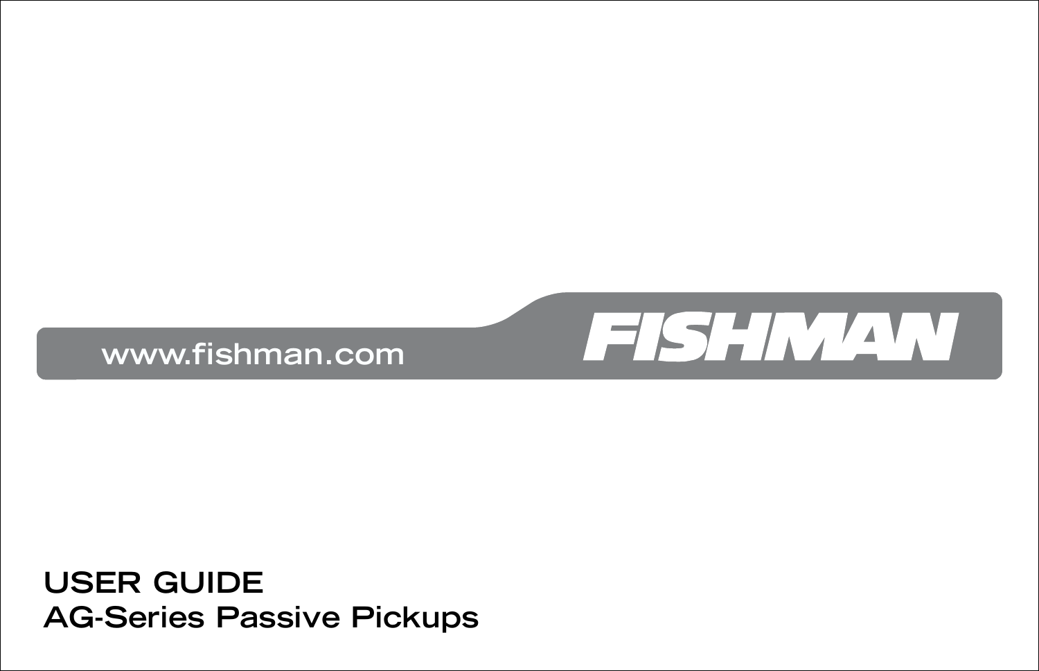www.fishman.com

FISHMAN

# USER GUIDE

## AG-Series Passive Pickups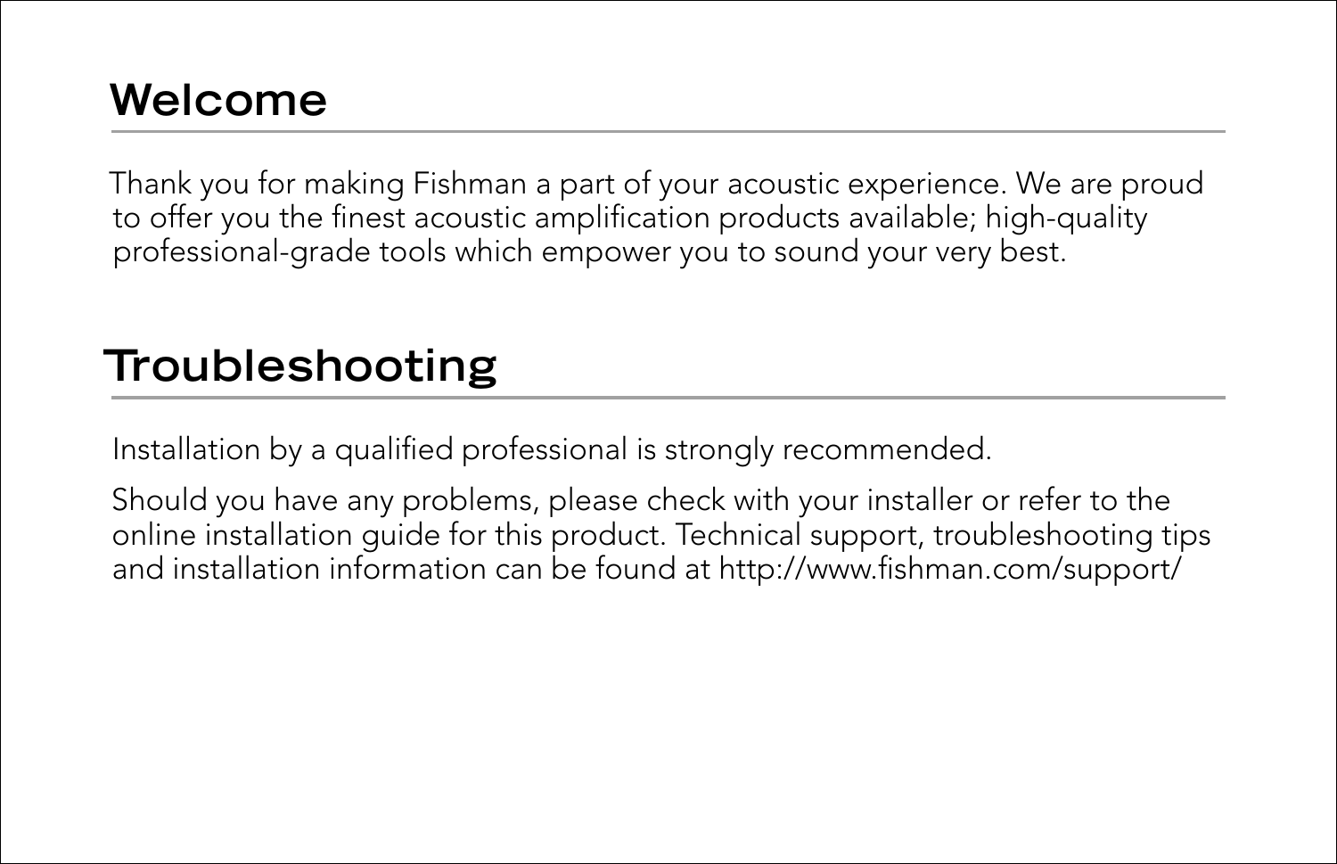## Welcome

Thank you for making Fishman a part of your acoustic experience. We are proud to offer you the finest acoustic amplification products available; high-quality professional-grade tools which empower you to sound your very best.

## Troubleshooting

Installation by a qualified professional is strongly recommended.

Should you have any problems, please check with your installer or refer to the online installation guide for this product. Technical support, troubleshooting tips and installation information can be found at http://www.fishman.com/support/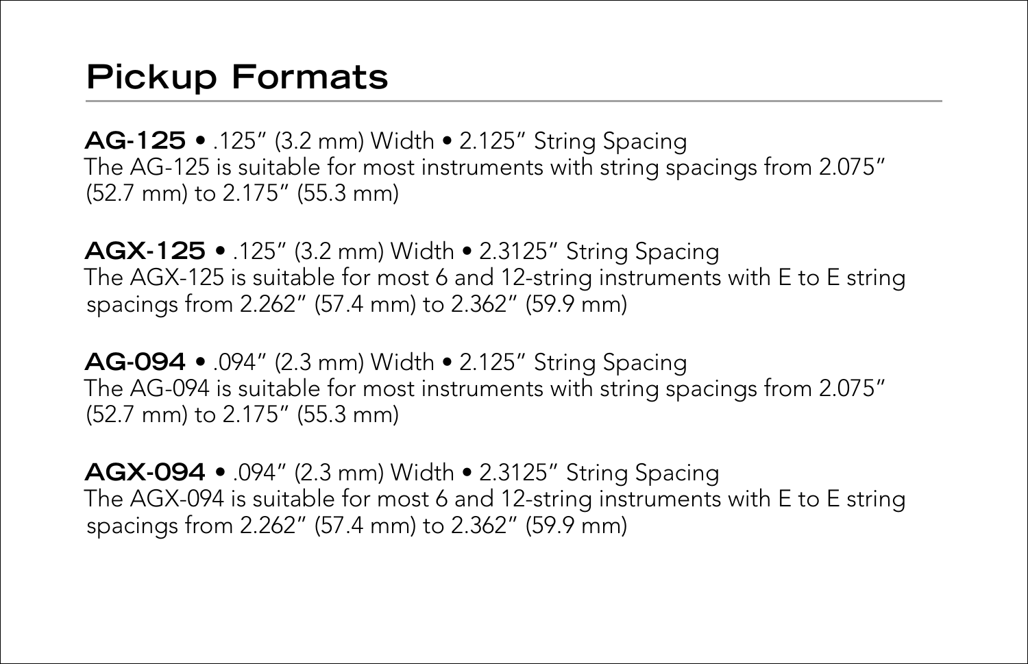# Pickup Formats

**AG-125** • .125" (3.2 mm) Width • 2.125" String Spacing
The AG-125 is suitable for most instruments with string spacings from 2.075" (52.7 mm) to 2.175" (55.3 mm)

**AGX-125** • .125" (3.2 mm) Width • 2.3125" String Spacing
The AGX-125 is suitable for most 6 and 12-string instruments with E to E string spacings from 2.262" (57.4 mm) to 2.362" (59.9 mm)

**AG-094** • .094" (2.3 mm) Width • 2.125" String Spacing
The AG-094 is suitable for most instruments with string spacings from 2.075" (52.7 mm) to 2.175" (55.3 mm)

**AGX-094** • .094" (2.3 mm) Width • 2.3125" String Spacing
The AGX-094 is suitable for most 6 and 12-string instruments with E to E string spacings from 2.262" (57.4 mm) to 2.362" (59.9 mm)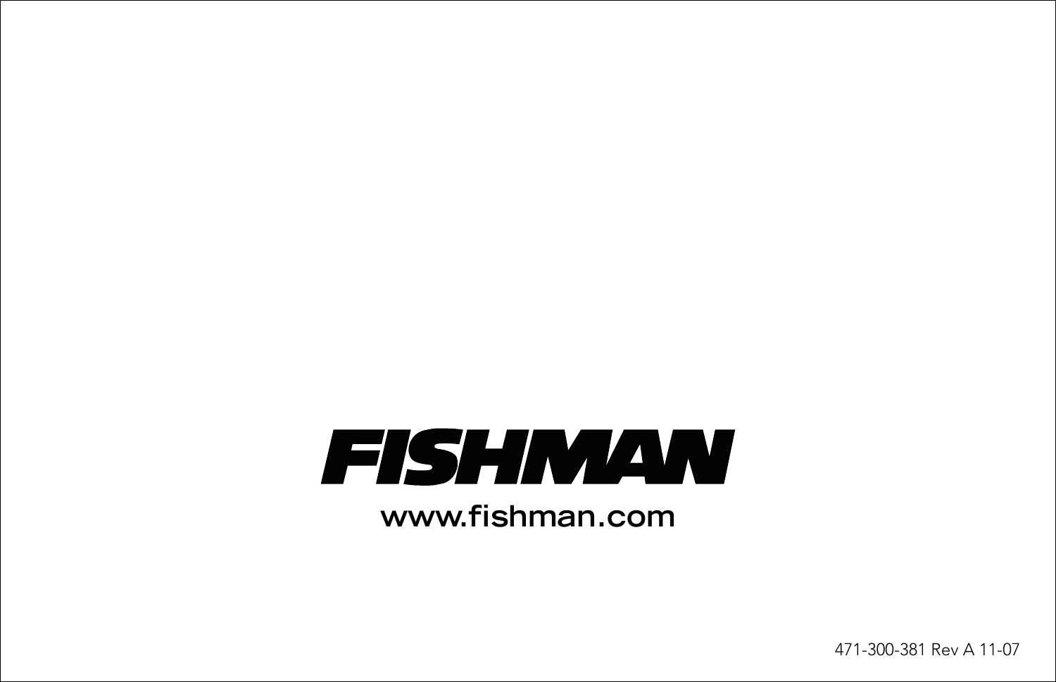FISHMAN

www.fishman.com

471-300-381 Rev A 11-07